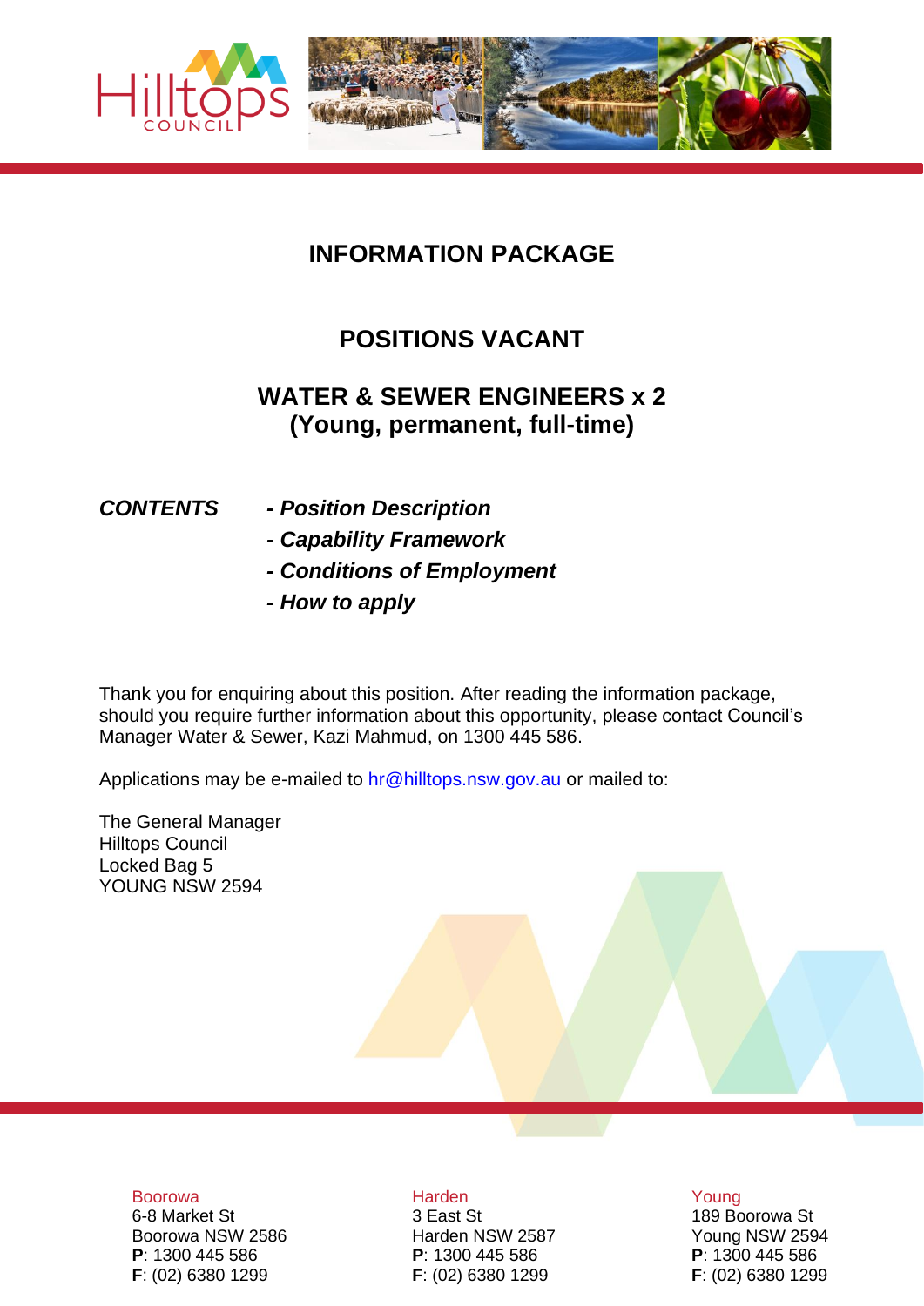# INFORMATION PACKAGE

## POSITIONS VACANT

## WATER & SEWER ENGINEERS x 2
## (Young, permanent, full-time)

***CONTENTS***

- ***Position Description***
- ***Capability Framework***
- ***Conditions of Employment***
- ***How to apply***

Thank you for enquiring about this position. After reading the information package, should you require further information about this opportunity, please contact Council's Manager Water & Sewer, Kazi Mahmud, on 1300 445 586.

Applications may be e-mailed to hr@hilltops.nsw.gov.au or mailed to:

The General Manager
Hilltops Council
Locked Bag 5
YOUNG NSW 2594

Boorowa
6-8 Market St
Boorowa NSW 2586
**P**: 1300 445 586
**F**: (02) 6380 1299

Harden
3 East St
Harden NSW 2587
**P**: 1300 445 586
**F**: (02) 6380 1299

Young
189 Boorowa St
Young NSW 2594
**P**: 1300 445 586
**F**: (02) 6380 1299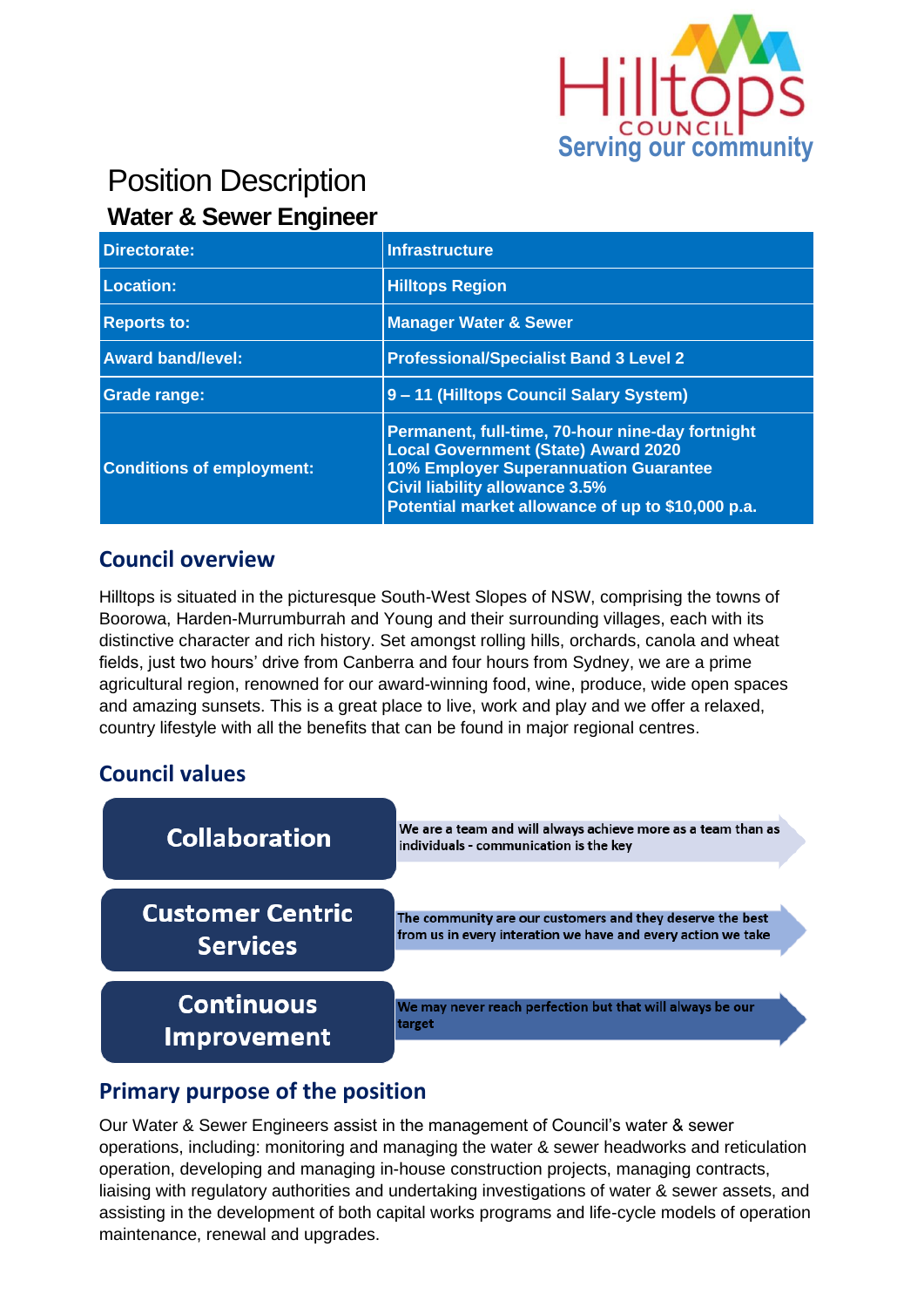# Position Description

## Water & Sewer Engineer

| Directorate: | Infrastructure |
|---|---|
| Location: | Hilltops Region |
| Reports to: | Manager Water & Sewer |
| Award band/level: | Professional/Specialist Band 3 Level 2 |
| Grade range: | 9 – 11 (Hilltops Council Salary System) |
| Conditions of employment: | Permanent, full-time, 70-hour nine-day fortnight<br>Local Government (State) Award 2020<br>10% Employer Superannuation Guarantee<br>Civil liability allowance 3.5%<br>Potential market allowance of up to $10,000 p.a. |

## Council overview

Hilltops is situated in the picturesque South-West Slopes of NSW, comprising the towns of Boorowa, Harden-Murrumburrah and Young and their surrounding villages, each with its distinctive character and rich history. Set amongst rolling hills, orchards, canola and wheat fields, just two hours' drive from Canberra and four hours from Sydney, we are a prime agricultural region, renowned for our award-winning food, wine, produce, wide open spaces and amazing sunsets. This is a great place to live, work and play and we offer a relaxed, country lifestyle with all the benefits that can be found in major regional centres.

## Council values

**Collaboration** – We are a team and will always achieve more as a team than as individuals - communication is the key

**Customer Centric Services** – The community are our customers and they deserve the best from us in every interation we have and every action we take

**Continuous Improvement** – We may never reach perfection but that will always be our target

## Primary purpose of the position

Our Water & Sewer Engineers assist in the management of Council's water & sewer operations, including: monitoring and managing the water & sewer headworks and reticulation operation, developing and managing in-house construction projects, managing contracts, liaising with regulatory authorities and undertaking investigations of water & sewer assets, and assisting in the development of both capital works programs and life-cycle models of operation maintenance, renewal and upgrades.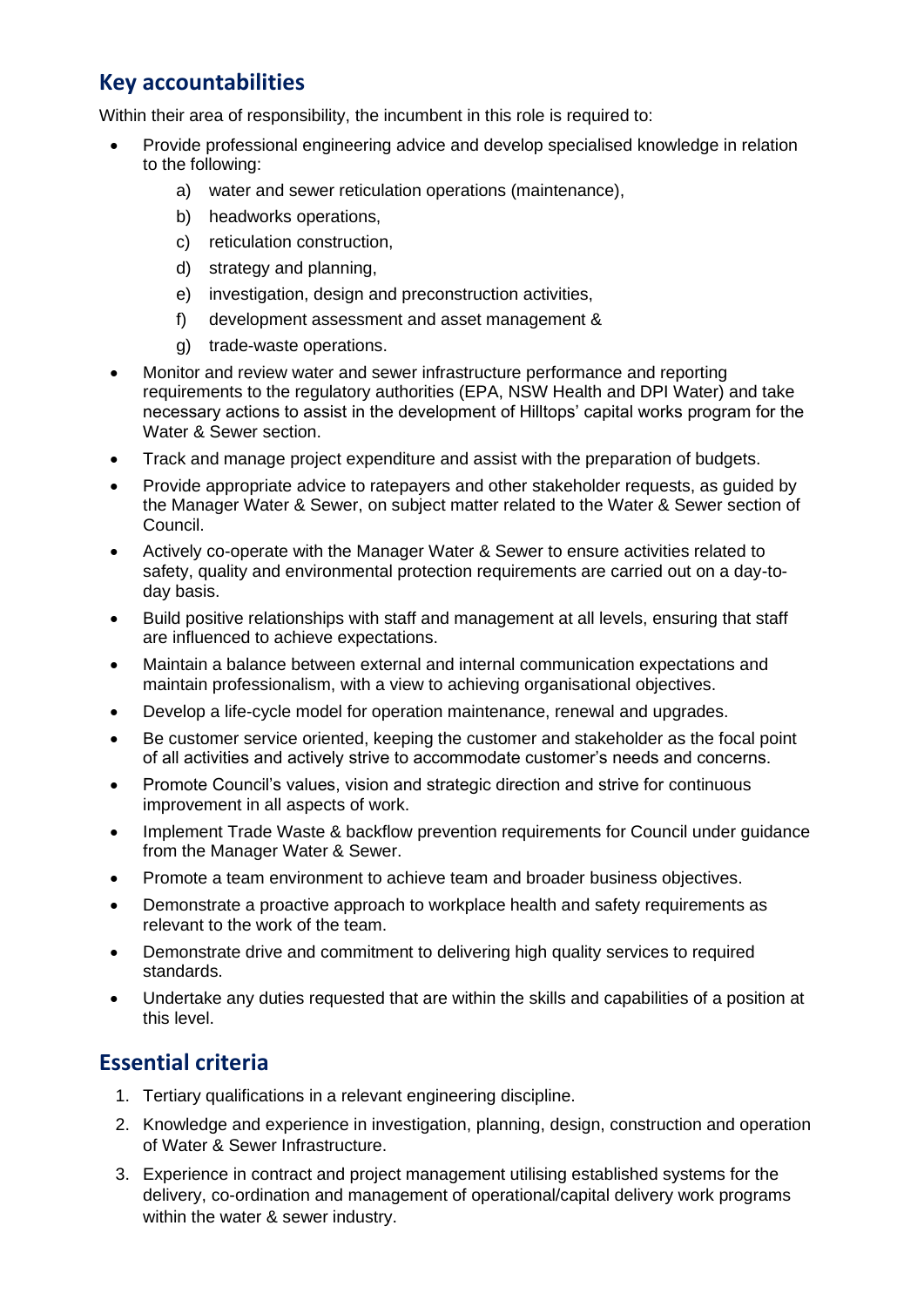## Key accountabilities

Within their area of responsibility, the incumbent in this role is required to:

- Provide professional engineering advice and develop specialised knowledge in relation to the following:
    a) water and sewer reticulation operations (maintenance),
    b) headworks operations,
    c) reticulation construction,
    d) strategy and planning,
    e) investigation, design and preconstruction activities,
    f) development assessment and asset management &
    g) trade-waste operations.
- Monitor and review water and sewer infrastructure performance and reporting requirements to the regulatory authorities (EPA, NSW Health and DPI Water) and take necessary actions to assist in the development of Hilltops' capital works program for the Water & Sewer section.
- Track and manage project expenditure and assist with the preparation of budgets.
- Provide appropriate advice to ratepayers and other stakeholder requests, as guided by the Manager Water & Sewer, on subject matter related to the Water & Sewer section of Council.
- Actively co-operate with the Manager Water & Sewer to ensure activities related to safety, quality and environmental protection requirements are carried out on a day-to-day basis.
- Build positive relationships with staff and management at all levels, ensuring that staff are influenced to achieve expectations.
- Maintain a balance between external and internal communication expectations and maintain professionalism, with a view to achieving organisational objectives.
- Develop a life-cycle model for operation maintenance, renewal and upgrades.
- Be customer service oriented, keeping the customer and stakeholder as the focal point of all activities and actively strive to accommodate customer's needs and concerns.
- Promote Council's values, vision and strategic direction and strive for continuous improvement in all aspects of work.
- Implement Trade Waste & backflow prevention requirements for Council under guidance from the Manager Water & Sewer.
- Promote a team environment to achieve team and broader business objectives.
- Demonstrate a proactive approach to workplace health and safety requirements as relevant to the work of the team.
- Demonstrate drive and commitment to delivering high quality services to required standards.
- Undertake any duties requested that are within the skills and capabilities of a position at this level.

## Essential criteria

1. Tertiary qualifications in a relevant engineering discipline.
2. Knowledge and experience in investigation, planning, design, construction and operation of Water & Sewer Infrastructure.
3. Experience in contract and project management utilising established systems for the delivery, co-ordination and management of operational/capital delivery work programs within the water & sewer industry.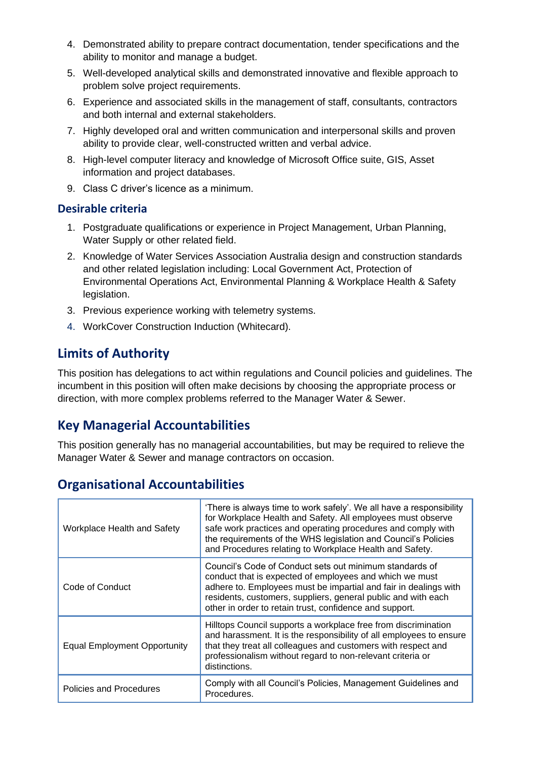4. Demonstrated ability to prepare contract documentation, tender specifications and the ability to monitor and manage a budget.
5. Well-developed analytical skills and demonstrated innovative and flexible approach to problem solve project requirements.
6. Experience and associated skills in the management of staff, consultants, contractors and both internal and external stakeholders.
7. Highly developed oral and written communication and interpersonal skills and proven ability to provide clear, well-constructed written and verbal advice.
8. High-level computer literacy and knowledge of Microsoft Office suite, GIS, Asset information and project databases.
9. Class C driver's licence as a minimum.

### Desirable criteria

1. Postgraduate qualifications or experience in Project Management, Urban Planning, Water Supply or other related field.
2. Knowledge of Water Services Association Australia design and construction standards and other related legislation including: Local Government Act, Protection of Environmental Operations Act, Environmental Planning & Workplace Health & Safety legislation.
3. Previous experience working with telemetry systems.
4. WorkCover Construction Induction (Whitecard).

## Limits of Authority

This position has delegations to act within regulations and Council policies and guidelines. The incumbent in this position will often make decisions by choosing the appropriate process or direction, with more complex problems referred to the Manager Water & Sewer.

## Key Managerial Accountabilities

This position generally has no managerial accountabilities, but may be required to relieve the Manager Water & Sewer and manage contractors on occasion.

## Organisational Accountabilities

| | |
|---|---|
| Workplace Health and Safety | 'There is always time to work safely'. We all have a responsibility for Workplace Health and Safety. All employees must observe safe work practices and operating procedures and comply with the requirements of the WHS legislation and Council's Policies and Procedures relating to Workplace Health and Safety. |
| Code of Conduct | Council's Code of Conduct sets out minimum standards of conduct that is expected of employees and which we must adhere to. Employees must be impartial and fair in dealings with residents, customers, suppliers, general public and with each other in order to retain trust, confidence and support. |
| Equal Employment Opportunity | Hilltops Council supports a workplace free from discrimination and harassment. It is the responsibility of all employees to ensure that they treat all colleagues and customers with respect and professionalism without regard to non-relevant criteria or distinctions. |
| Policies and Procedures | Comply with all Council's Policies, Management Guidelines and Procedures. |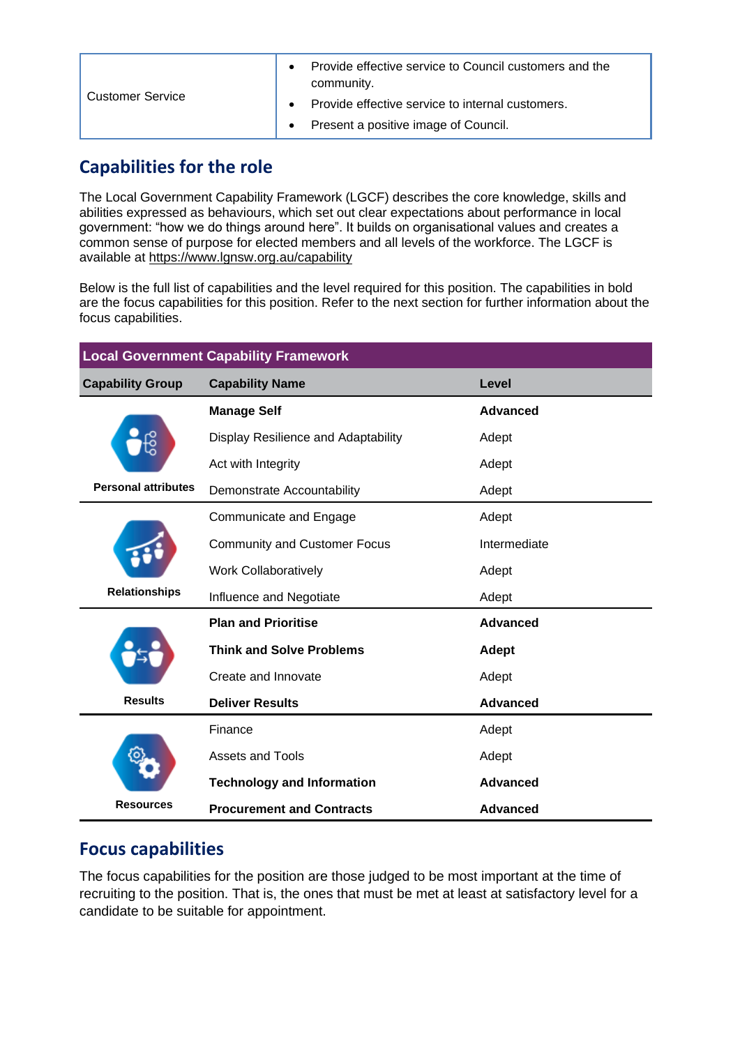| Customer Service | • Provide effective service to Council customers and the community.<br>• Provide effective service to internal customers.<br>• Present a positive image of Council. |
|---|---|

## Capabilities for the role

The Local Government Capability Framework (LGCF) describes the core knowledge, skills and abilities expressed as behaviours, which set out clear expectations about performance in local government: "how we do things around here". It builds on organisational values and creates a common sense of purpose for elected members and all levels of the workforce. The LGCF is available at https://www.lgnsw.org.au/capability

Below is the full list of capabilities and the level required for this position. The capabilities in bold are the focus capabilities for this position. Refer to the next section for further information about the focus capabilities.

| Local Government Capability Framework | | |
|---|---|---|
| **Capability Group** | **Capability Name** | **Level** |
| Personal attributes | **Manage Self** | **Advanced** |
| | Display Resilience and Adaptability | Adept |
| | Act with Integrity | Adept |
| | Demonstrate Accountability | Adept |
| Relationships | Communicate and Engage | Adept |
| | Community and Customer Focus | Intermediate |
| | Work Collaboratively | Adept |
| | Influence and Negotiate | Adept |
| Results | **Plan and Prioritise** | **Advanced** |
| | **Think and Solve Problems** | **Adept** |
| | Create and Innovate | Adept |
| | **Deliver Results** | **Advanced** |
| Resources | Finance | Adept |
| | Assets and Tools | Adept |
| | **Technology and Information** | **Advanced** |
| | **Procurement and Contracts** | **Advanced** |

## Focus capabilities

The focus capabilities for the position are those judged to be most important at the time of recruiting to the position. That is, the ones that must be met at least at satisfactory level for a candidate to be suitable for appointment.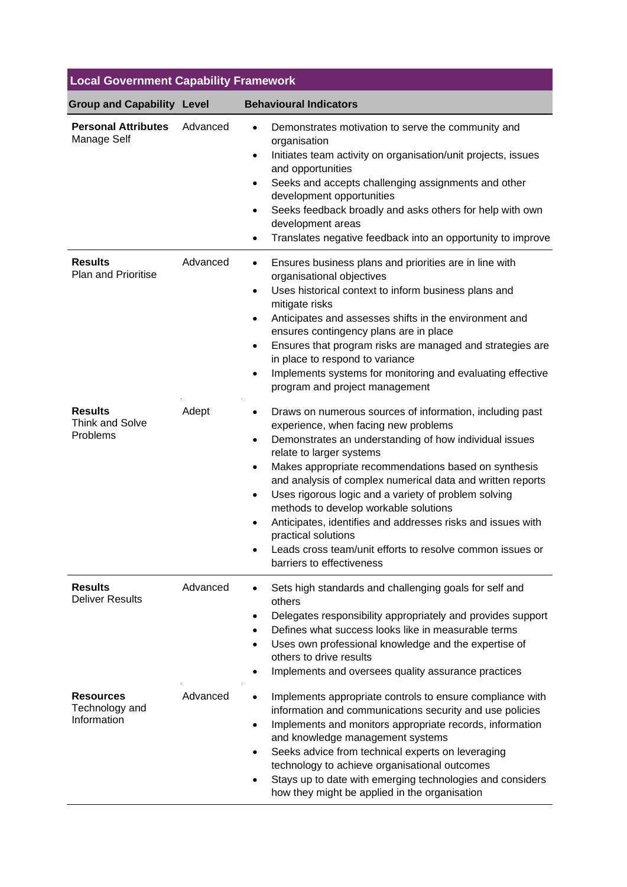| Local Government Capability Framework | | |
|---|---|---|
| **Group and Capability** | **Level** | **Behavioural Indicators** |
| **Personal Attributes** Manage Self | Advanced | • Demonstrates motivation to serve the community and organisation<br>• Initiates team activity on organisation/unit projects, issues and opportunities<br>• Seeks and accepts challenging assignments and other development opportunities<br>• Seeks feedback broadly and asks others for help with own development areas<br>• Translates negative feedback into an opportunity to improve |
| **Results** Plan and Prioritise | Advanced | • Ensures business plans and priorities are in line with organisational objectives<br>• Uses historical context to inform business plans and mitigate risks<br>• Anticipates and assesses shifts in the environment and ensures contingency plans are in place<br>• Ensures that program risks are managed and strategies are in place to respond to variance<br>• Implements systems for monitoring and evaluating effective program and project management |
| **Results** Think and Solve Problems | Adept | • Draws on numerous sources of information, including past experience, when facing new problems<br>• Demonstrates an understanding of how individual issues relate to larger systems<br>• Makes appropriate recommendations based on synthesis and analysis of complex numerical data and written reports<br>• Uses rigorous logic and a variety of problem solving methods to develop workable solutions<br>• Anticipates, identifies and addresses risks and issues with practical solutions<br>• Leads cross team/unit efforts to resolve common issues or barriers to effectiveness |
| **Results** Deliver Results | Advanced | • Sets high standards and challenging goals for self and others<br>• Delegates responsibility appropriately and provides support<br>• Defines what success looks like in measurable terms<br>• Uses own professional knowledge and the expertise of others to drive results<br>• Implements and oversees quality assurance practices |
| **Resources** Technology and Information | Advanced | • Implements appropriate controls to ensure compliance with information and communications security and use policies<br>• Implements and monitors appropriate records, information and knowledge management systems<br>• Seeks advice from technical experts on leveraging technology to achieve organisational outcomes<br>• Stays up to date with emerging technologies and considers how they might be applied in the organisation |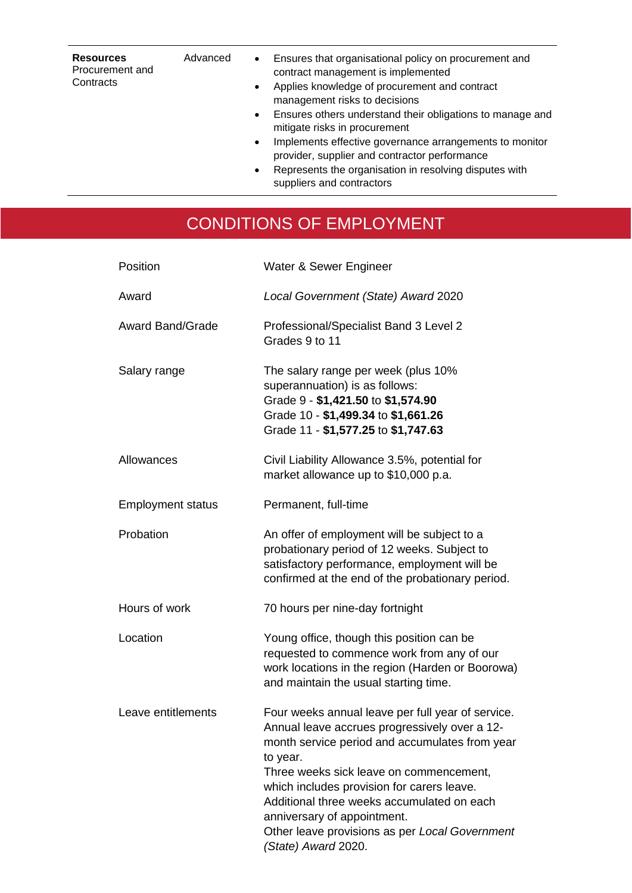| | | |
|---|---|---|
| **Resources** Procurement and Contracts | Advanced | • Ensures that organisational policy on procurement and contract management is implemented<br>• Applies knowledge of procurement and contract management risks to decisions<br>• Ensures others understand their obligations to manage and mitigate risks in procurement<br>• Implements effective governance arrangements to monitor provider, supplier and contractor performance<br>• Represents the organisation in resolving disputes with suppliers and contractors |

## CONDITIONS OF EMPLOYMENT

| | |
|---|---|
| Position | Water & Sewer Engineer |
| Award | *Local Government (State) Award* 2020 |
| Award Band/Grade | Professional/Specialist Band 3 Level 2<br>Grades 9 to 11 |
| Salary range | The salary range per week (plus 10% superannuation) is as follows:<br>Grade 9 - **$1,421.50** to **$1,574.90**<br>Grade 10 - **$1,499.34** to **$1,661.26**<br>Grade 11 - **$1,577.25** to **$1,747.63** |
| Allowances | Civil Liability Allowance 3.5%, potential for market allowance up to $10,000 p.a. |
| Employment status | Permanent, full-time |
| Probation | An offer of employment will be subject to a probationary period of 12 weeks. Subject to satisfactory performance, employment will be confirmed at the end of the probationary period. |
| Hours of work | 70 hours per nine-day fortnight |
| Location | Young office, though this position can be requested to commence work from any of our work locations in the region (Harden or Boorowa) and maintain the usual starting time. |
| Leave entitlements | Four weeks annual leave per full year of service. Annual leave accrues progressively over a 12-month service period and accumulates from year to year.<br>Three weeks sick leave on commencement, which includes provision for carers leave. Additional three weeks accumulated on each anniversary of appointment.<br>Other leave provisions as per *Local Government (State) Award* 2020. |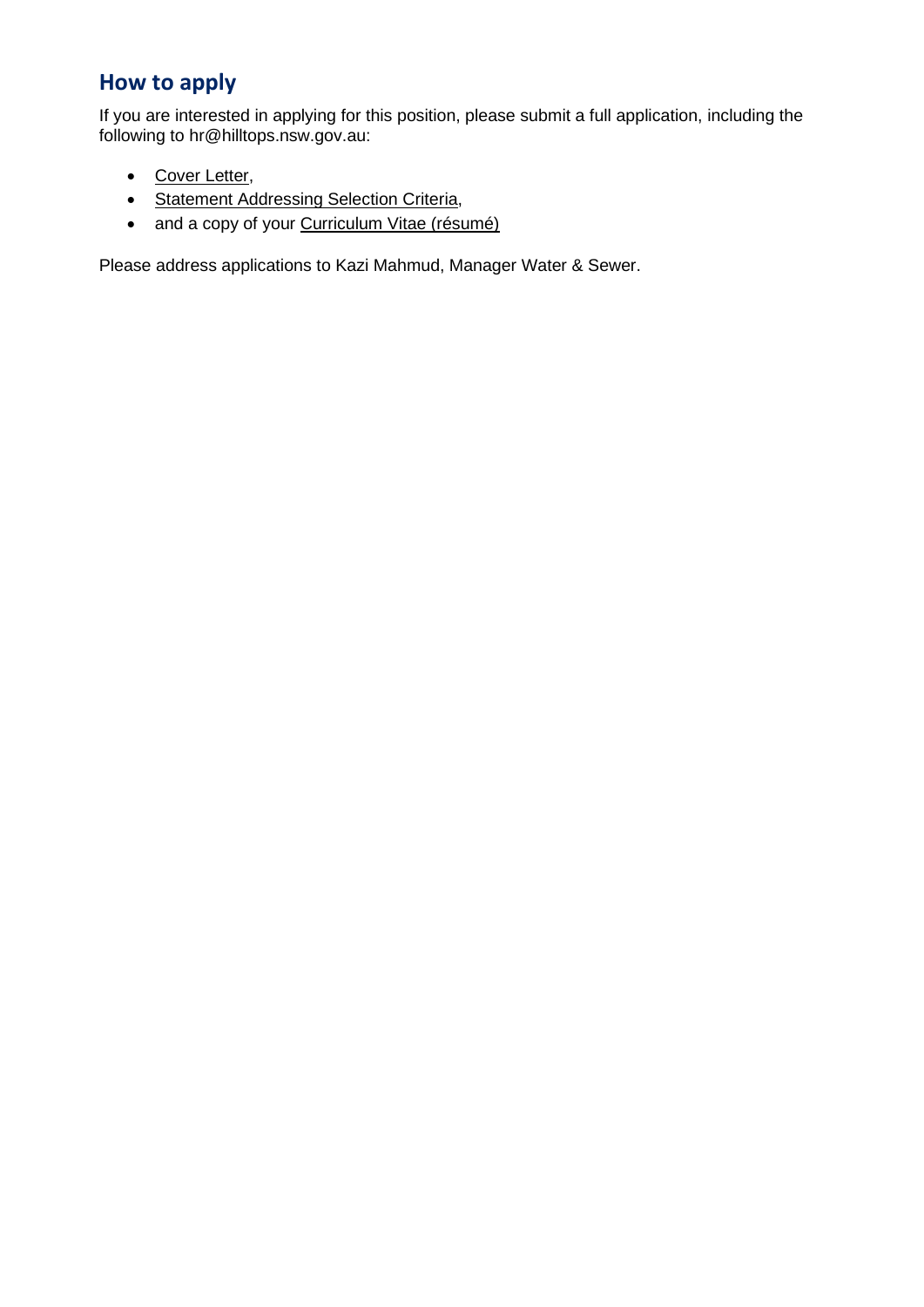## How to apply

If you are interested in applying for this position, please submit a full application, including the following to hr@hilltops.nsw.gov.au:

- Cover Letter,
- Statement Addressing Selection Criteria,
- and a copy of your Curriculum Vitae (résumé)

Please address applications to Kazi Mahmud, Manager Water & Sewer.